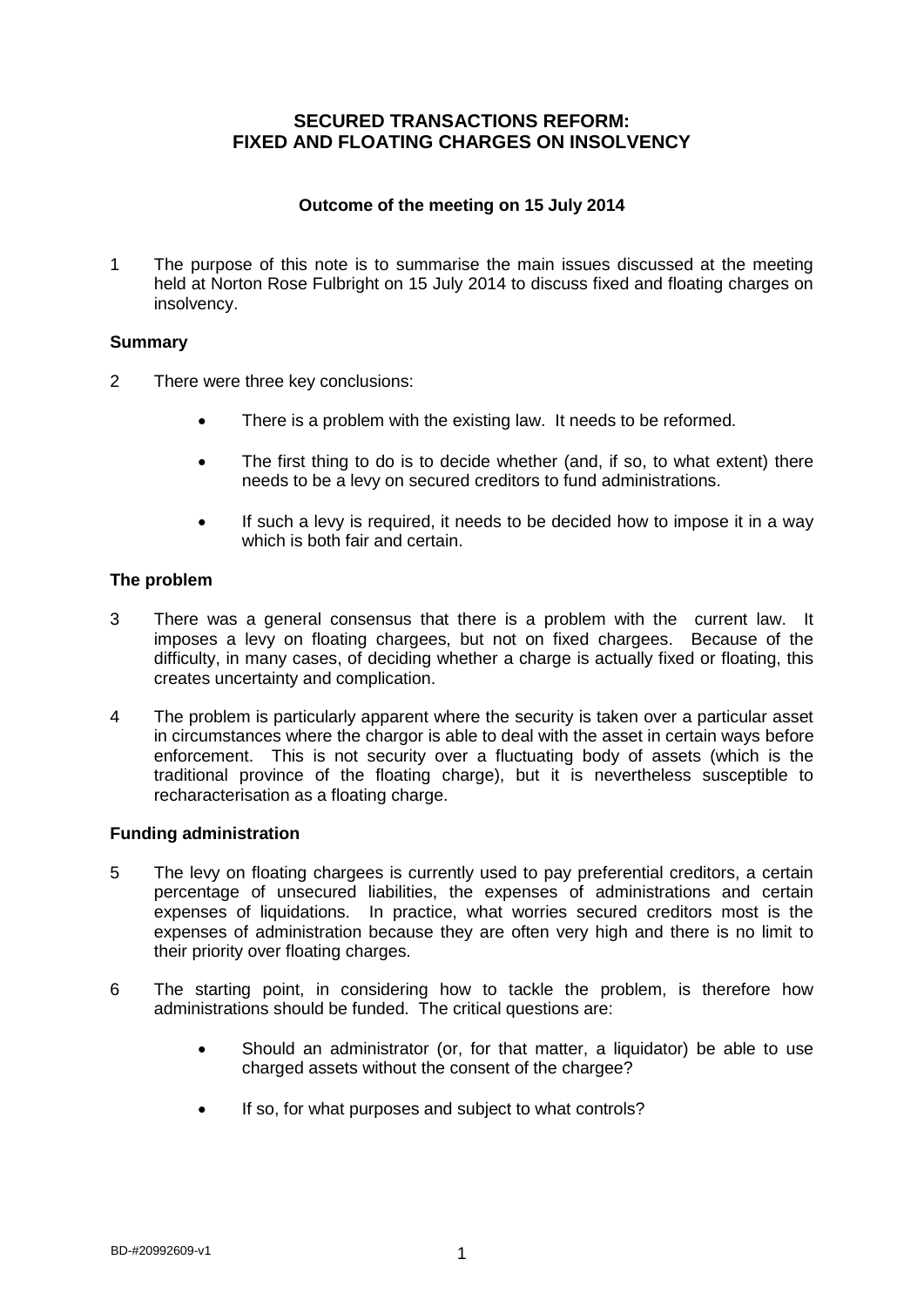# SECURED TRANSACTIONS REFORM: FIXED AND FLOATING CHARGES ON INSOLVENCY

**Outcome of the meeting on 15 July 2014**

1 The purpose of this note is to summarise the main issues discussed at the meeting held at Norton Rose Fulbright on 15 July 2014 to discuss fixed and floating charges on insolvency.

## Summary

2 There were three key conclusions:

- There is a problem with the existing law. It needs to be reformed.
- The first thing to do is to decide whether (and, if so, to what extent) there needs to be a levy on secured creditors to fund administrations.
- If such a levy is required, it needs to be decided how to impose it in a way which is both fair and certain.

## The problem

3 There was a general consensus that there is a problem with the current law. It imposes a levy on floating chargees, but not on fixed chargees. Because of the difficulty, in many cases, of deciding whether a charge is actually fixed or floating, this creates uncertainty and complication.

4 The problem is particularly apparent where the security is taken over a particular asset in circumstances where the chargor is able to deal with the asset in certain ways before enforcement. This is not security over a fluctuating body of assets (which is the traditional province of the floating charge), but it is nevertheless susceptible to recharacterisation as a floating charge.

## Funding administration

5 The levy on floating chargees is currently used to pay preferential creditors, a certain percentage of unsecured liabilities, the expenses of administrations and certain expenses of liquidations. In practice, what worries secured creditors most is the expenses of administration because they are often very high and there is no limit to their priority over floating charges.

6 The starting point, in considering how to tackle the problem, is therefore how administrations should be funded. The critical questions are:

- Should an administrator (or, for that matter, a liquidator) be able to use charged assets without the consent of the chargee?
- If so, for what purposes and subject to what controls?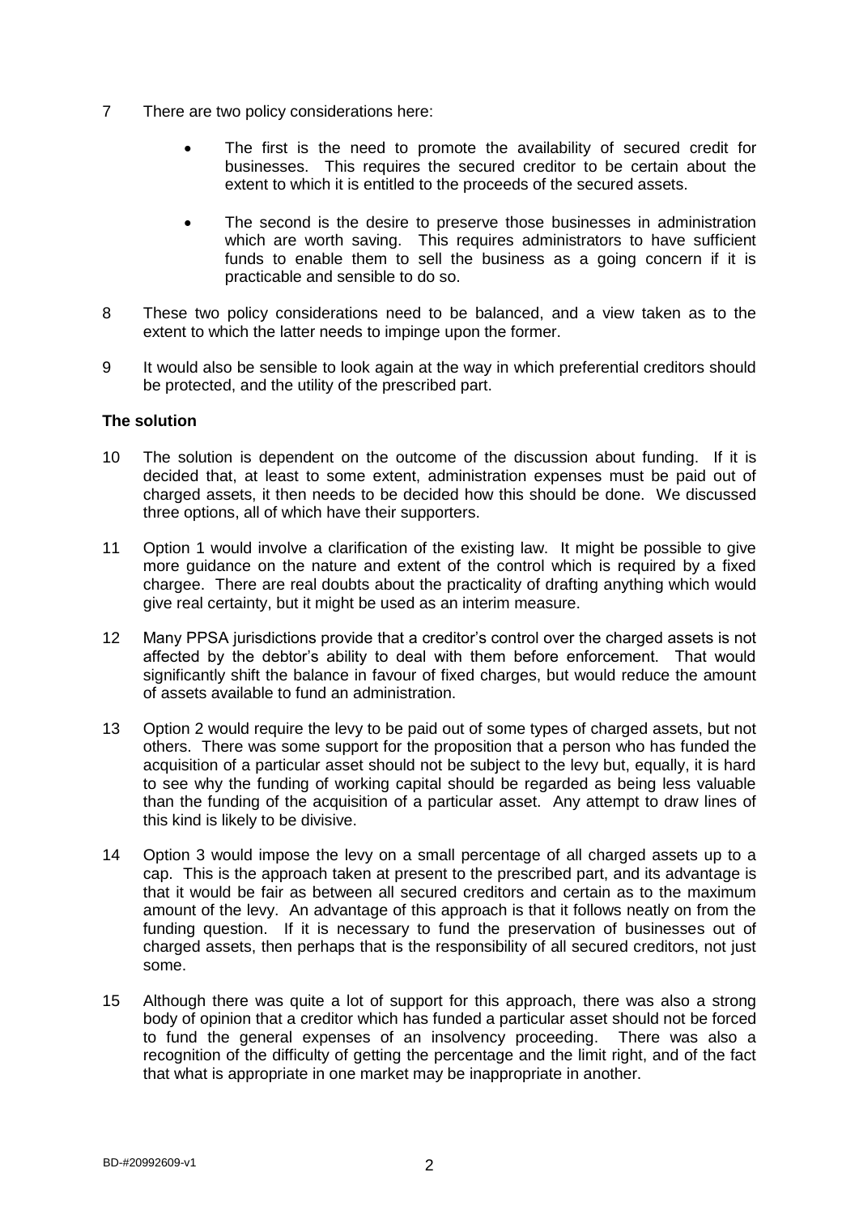7 There are two policy considerations here:

- The first is the need to promote the availability of secured credit for businesses. This requires the secured creditor to be certain about the extent to which it is entitled to the proceeds of the secured assets.

- The second is the desire to preserve those businesses in administration which are worth saving. This requires administrators to have sufficient funds to enable them to sell the business as a going concern if it is practicable and sensible to do so.

8 These two policy considerations need to be balanced, and a view taken as to the extent to which the latter needs to impinge upon the former.

9 It would also be sensible to look again at the way in which preferential creditors should be protected, and the utility of the prescribed part.

**The solution**

10 The solution is dependent on the outcome of the discussion about funding. If it is decided that, at least to some extent, administration expenses must be paid out of charged assets, it then needs to be decided how this should be done. We discussed three options, all of which have their supporters.

11 Option 1 would involve a clarification of the existing law. It might be possible to give more guidance on the nature and extent of the control which is required by a fixed chargee. There are real doubts about the practicality of drafting anything which would give real certainty, but it might be used as an interim measure.

12 Many PPSA jurisdictions provide that a creditor's control over the charged assets is not affected by the debtor's ability to deal with them before enforcement. That would significantly shift the balance in favour of fixed charges, but would reduce the amount of assets available to fund an administration.

13 Option 2 would require the levy to be paid out of some types of charged assets, but not others. There was some support for the proposition that a person who has funded the acquisition of a particular asset should not be subject to the levy but, equally, it is hard to see why the funding of working capital should be regarded as being less valuable than the funding of the acquisition of a particular asset. Any attempt to draw lines of this kind is likely to be divisive.

14 Option 3 would impose the levy on a small percentage of all charged assets up to a cap. This is the approach taken at present to the prescribed part, and its advantage is that it would be fair as between all secured creditors and certain as to the maximum amount of the levy. An advantage of this approach is that it follows neatly on from the funding question. If it is necessary to fund the preservation of businesses out of charged assets, then perhaps that is the responsibility of all secured creditors, not just some.

15 Although there was quite a lot of support for this approach, there was also a strong body of opinion that a creditor which has funded a particular asset should not be forced to fund the general expenses of an insolvency proceeding. There was also a recognition of the difficulty of getting the percentage and the limit right, and of the fact that what is appropriate in one market may be inappropriate in another.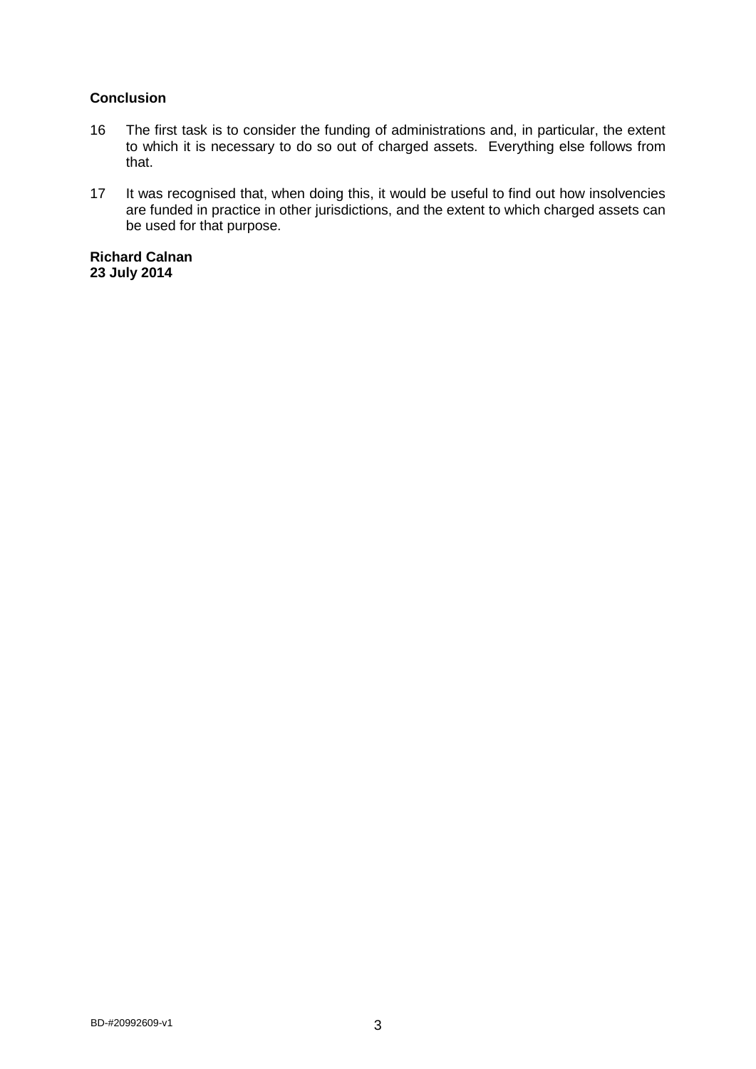**Conclusion**

16 The first task is to consider the funding of administrations and, in particular, the extent to which it is necessary to do so out of charged assets. Everything else follows from that.

17 It was recognised that, when doing this, it would be useful to find out how insolvencies are funded in practice in other jurisdictions, and the extent to which charged assets can be used for that purpose.

**Richard Calnan**
**23 July 2014**

BD-#20992609-v1